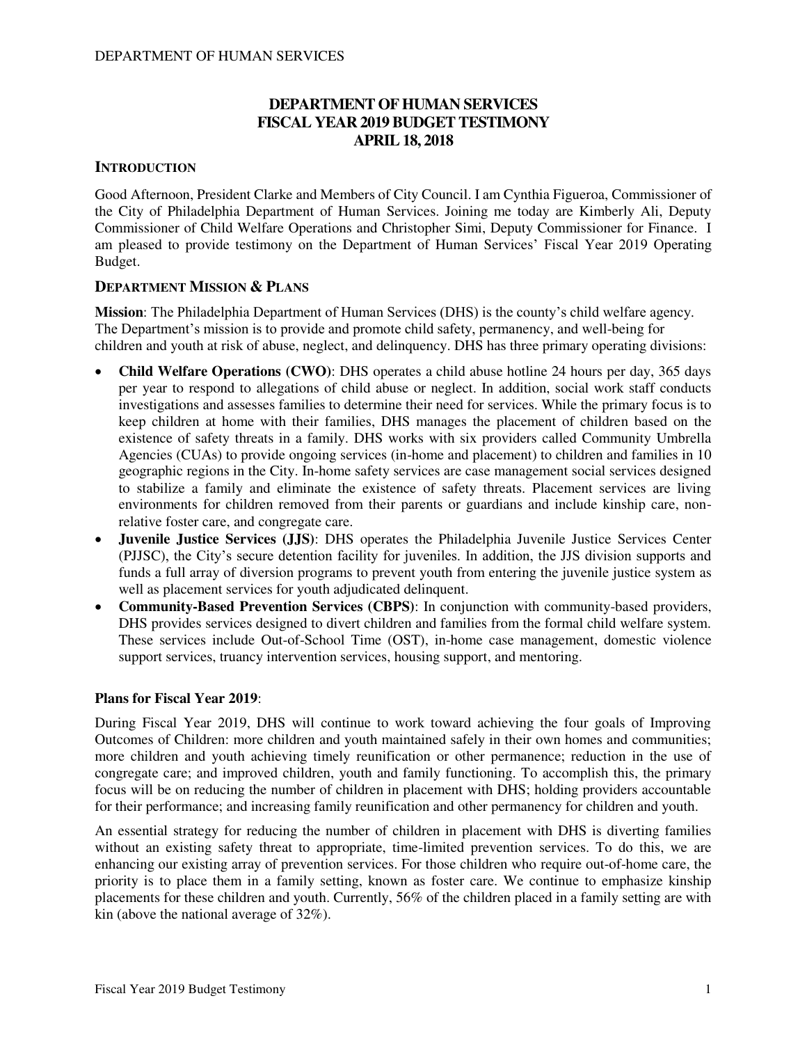# DEPARTMENT OF HUMAN SERVICES
# FISCAL YEAR 2019 BUDGET TESTIMONY
# APRIL 18, 2018

## INTRODUCTION

Good Afternoon, President Clarke and Members of City Council. I am Cynthia Figueroa, Commissioner of the City of Philadelphia Department of Human Services. Joining me today are Kimberly Ali, Deputy Commissioner of Child Welfare Operations and Christopher Simi, Deputy Commissioner for Finance. I am pleased to provide testimony on the Department of Human Services' Fiscal Year 2019 Operating Budget.

## DEPARTMENT MISSION & PLANS

**Mission**: The Philadelphia Department of Human Services (DHS) is the county's child welfare agency. The Department's mission is to provide and promote child safety, permanency, and well-being for children and youth at risk of abuse, neglect, and delinquency. DHS has three primary operating divisions:

- **Child Welfare Operations (CWO)**: DHS operates a child abuse hotline 24 hours per day, 365 days per year to respond to allegations of child abuse or neglect. In addition, social work staff conducts investigations and assesses families to determine their need for services. While the primary focus is to keep children at home with their families, DHS manages the placement of children based on the existence of safety threats in a family. DHS works with six providers called Community Umbrella Agencies (CUAs) to provide ongoing services (in-home and placement) to children and families in 10 geographic regions in the City. In-home safety services are case management social services designed to stabilize a family and eliminate the existence of safety threats. Placement services are living environments for children removed from their parents or guardians and include kinship care, non-relative foster care, and congregate care.
- **Juvenile Justice Services (JJS)**: DHS operates the Philadelphia Juvenile Justice Services Center (PJJSC), the City's secure detention facility for juveniles. In addition, the JJS division supports and funds a full array of diversion programs to prevent youth from entering the juvenile justice system as well as placement services for youth adjudicated delinquent.
- **Community-Based Prevention Services (CBPS)**: In conjunction with community-based providers, DHS provides services designed to divert children and families from the formal child welfare system. These services include Out-of-School Time (OST), in-home case management, domestic violence support services, truancy intervention services, housing support, and mentoring.

**Plans for Fiscal Year 2019**:

During Fiscal Year 2019, DHS will continue to work toward achieving the four goals of Improving Outcomes of Children: more children and youth maintained safely in their own homes and communities; more children and youth achieving timely reunification or other permanence; reduction in the use of congregate care; and improved children, youth and family functioning. To accomplish this, the primary focus will be on reducing the number of children in placement with DHS; holding providers accountable for their performance; and increasing family reunification and other permanency for children and youth.

An essential strategy for reducing the number of children in placement with DHS is diverting families without an existing safety threat to appropriate, time-limited prevention services. To do this, we are enhancing our existing array of prevention services. For those children who require out-of-home care, the priority is to place them in a family setting, known as foster care. We continue to emphasize kinship placements for these children and youth. Currently, 56% of the children placed in a family setting are with kin (above the national average of 32%).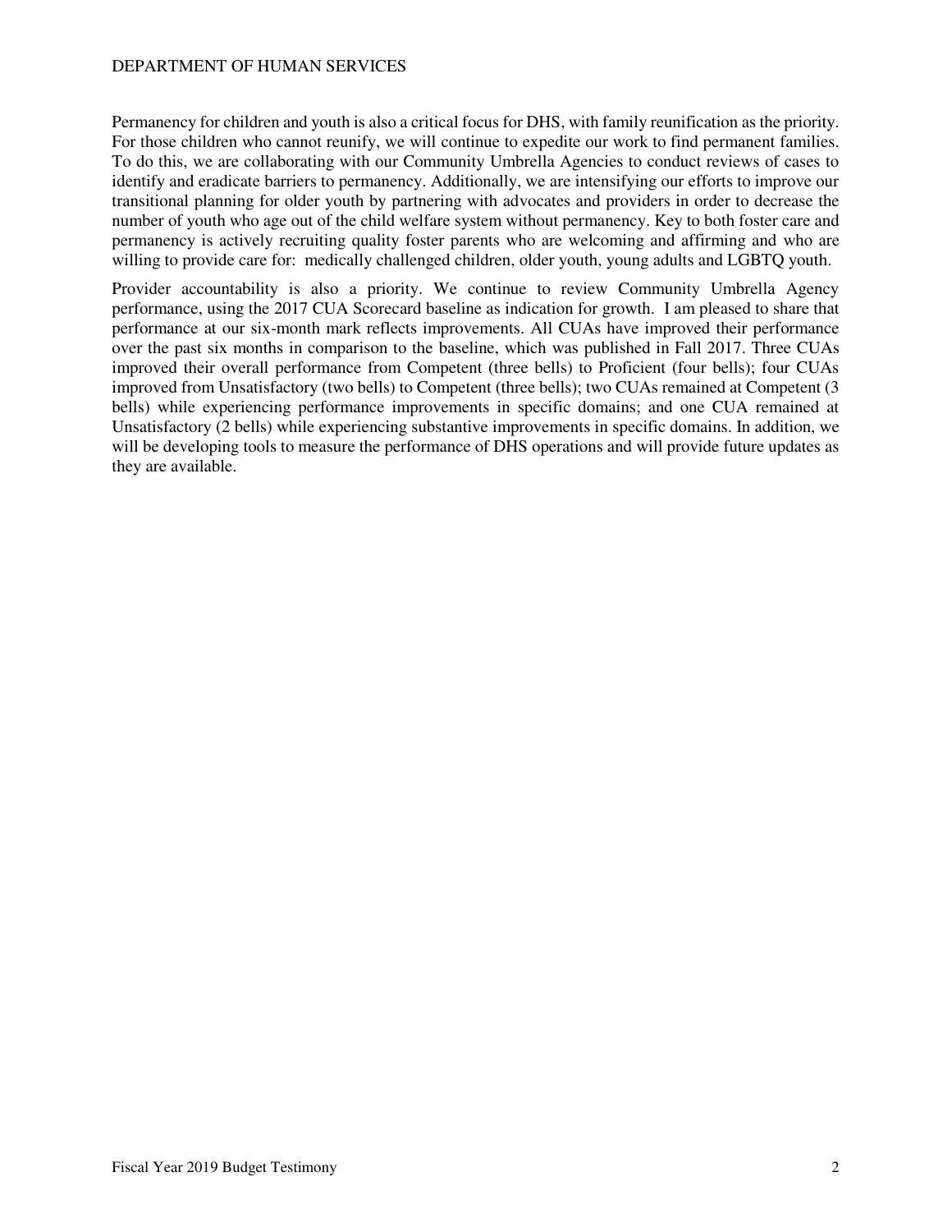Permanency for children and youth is also a critical focus for DHS, with family reunification as the priority. For those children who cannot reunify, we will continue to expedite our work to find permanent families. To do this, we are collaborating with our Community Umbrella Agencies to conduct reviews of cases to identify and eradicate barriers to permanency. Additionally, we are intensifying our efforts to improve our transitional planning for older youth by partnering with advocates and providers in order to decrease the number of youth who age out of the child welfare system without permanency. Key to both foster care and permanency is actively recruiting quality foster parents who are welcoming and affirming and who are willing to provide care for: medically challenged children, older youth, young adults and LGBTQ youth.

Provider accountability is also a priority. We continue to review Community Umbrella Agency performance, using the 2017 CUA Scorecard baseline as indication for growth. I am pleased to share that performance at our six-month mark reflects improvements. All CUAs have improved their performance over the past six months in comparison to the baseline, which was published in Fall 2017. Three CUAs improved their overall performance from Competent (three bells) to Proficient (four bells); four CUAs improved from Unsatisfactory (two bells) to Competent (three bells); two CUAs remained at Competent (3 bells) while experiencing performance improvements in specific domains; and one CUA remained at Unsatisfactory (2 bells) while experiencing substantive improvements in specific domains. In addition, we will be developing tools to measure the performance of DHS operations and will provide future updates as they are available.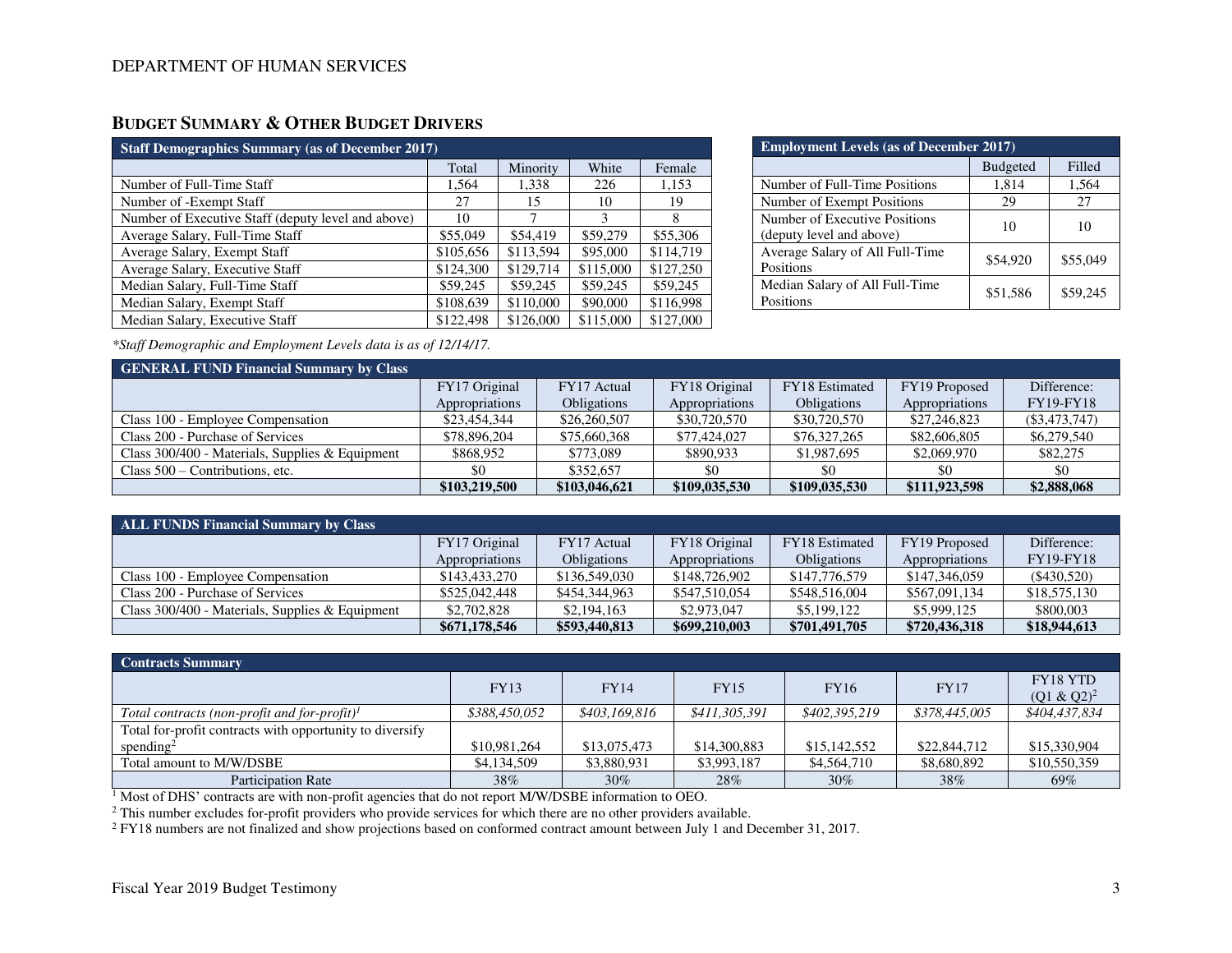## Budget Summary & Other Budget Drivers

| Staff Demographics Summary (as of December 2017) | | | | |
|---|---|---|---|---|
| | Total | Minority | White | Female |
| Number of Full-Time Staff | 1,564 | 1,338 | 226 | 1,153 |
| Number of -Exempt Staff | 27 | 15 | 10 | 19 |
| Number of Executive Staff (deputy level and above) | 10 | 7 | 3 | 8 |
| Average Salary, Full-Time Staff | $55,049 | $54,419 | $59,279 | $55,306 |
| Average Salary, Exempt Staff | $105,656 | $113,594 | $95,000 | $114,719 |
| Average Salary, Executive Staff | $124,300 | $129,714 | $115,000 | $127,250 |
| Median Salary, Full-Time Staff | $59,245 | $59,245 | $59,245 | $59,245 |
| Median Salary, Exempt Staff | $108,639 | $110,000 | $90,000 | $116,998 |
| Median Salary, Executive Staff | $122,498 | $126,000 | $115,000 | $127,000 |

| Employment Levels (as of December 2017) | | |
|---|---|---|
| | Budgeted | Filled |
| Number of Full-Time Positions | 1,814 | 1,564 |
| Number of Exempt Positions | 29 | 27 |
| Number of Executive Positions (deputy level and above) | 10 | 10 |
| Average Salary of All Full-Time Positions | $54,920 | $55,049 |
| Median Salary of All Full-Time Positions | $51,586 | $59,245 |

*\*Staff Demographic and Employment Levels data is as of 12/14/17.*

| GENERAL FUND Financial Summary by Class | | | | | | |
|---|---|---|---|---|---|---|
| | FY17 Original Appropriations | FY17 Actual Obligations | FY18 Original Appropriations | FY18 Estimated Obligations | FY19 Proposed Appropriations | Difference: FY19-FY18 |
| Class 100 - Employee Compensation | $23,454,344 | $26,260,507 | $30,720,570 | $30,720,570 | $27,246,823 | ($3,473,747) |
| Class 200 - Purchase of Services | $78,896,204 | $75,660,368 | $77,424,027 | $76,327,265 | $82,606,805 | $6,279,540 |
| Class 300/400 - Materials, Supplies & Equipment | $868,952 | $773,089 | $890,933 | $1,987,695 | $2,069,970 | $82,275 |
| Class 500 – Contributions, etc. | $0 | $352,657 | $0 | $0 | $0 | $0 |
| | **$103,219,500** | **$103,046,621** | **$109,035,530** | **$109,035,530** | **$111,923,598** | **$2,888,068** |

| ALL FUNDS Financial Summary by Class | | | | | | |
|---|---|---|---|---|---|---|
| | FY17 Original Appropriations | FY17 Actual Obligations | FY18 Original Appropriations | FY18 Estimated Obligations | FY19 Proposed Appropriations | Difference: FY19-FY18 |
| Class 100 - Employee Compensation | $143,433,270 | $136,549,030 | $148,726,902 | $147,776,579 | $147,346,059 | ($430,520) |
| Class 200 - Purchase of Services | $525,042,448 | $454,344,963 | $547,510,054 | $548,516,004 | $567,091,134 | $18,575,130 |
| Class 300/400 - Materials, Supplies & Equipment | $2,702,828 | $2,194,163 | $2,973,047 | $5,199,122 | $5,999,125 | $800,003 |
| | **$671,178,546** | **$593,440,813** | **$699,210,003** | **$701,491,705** | **$720,436,318** | **$18,944,613** |

| Contracts Summary | | | | | | |
|---|---|---|---|---|---|---|
| | FY13 | FY14 | FY15 | FY16 | FY17 | FY18 YTD (Q1 & Q2)[2] |
| *Total contracts (non-profit and for-profit)[1]* | *$388,450,052* | *$403,169,816* | *$411,305,391* | *$402,395,219* | *$378,445,005* | *$404,437,834* |
| Total for-profit contracts with opportunity to diversify spending[2] | $10,981,264 | $13,075,473 | $14,300,883 | $15,142,552 | $22,844,712 | $15,330,904 |
| Total amount to M/W/DSBE | $4,134,509 | $3,880,931 | $3,993,187 | $4,564,710 | $8,680,892 | $10,550,359 |
| Participation Rate | 38% | 30% | 28% | 30% | 38% | 69% |

[1] Most of DHS' contracts are with non-profit agencies that do not report M/W/DSBE information to OEO.

[2] This number excludes for-profit providers who provide services for which there are no other providers available.

[2] FY18 numbers are not finalized and show projections based on conformed contract amount between July 1 and December 31, 2017.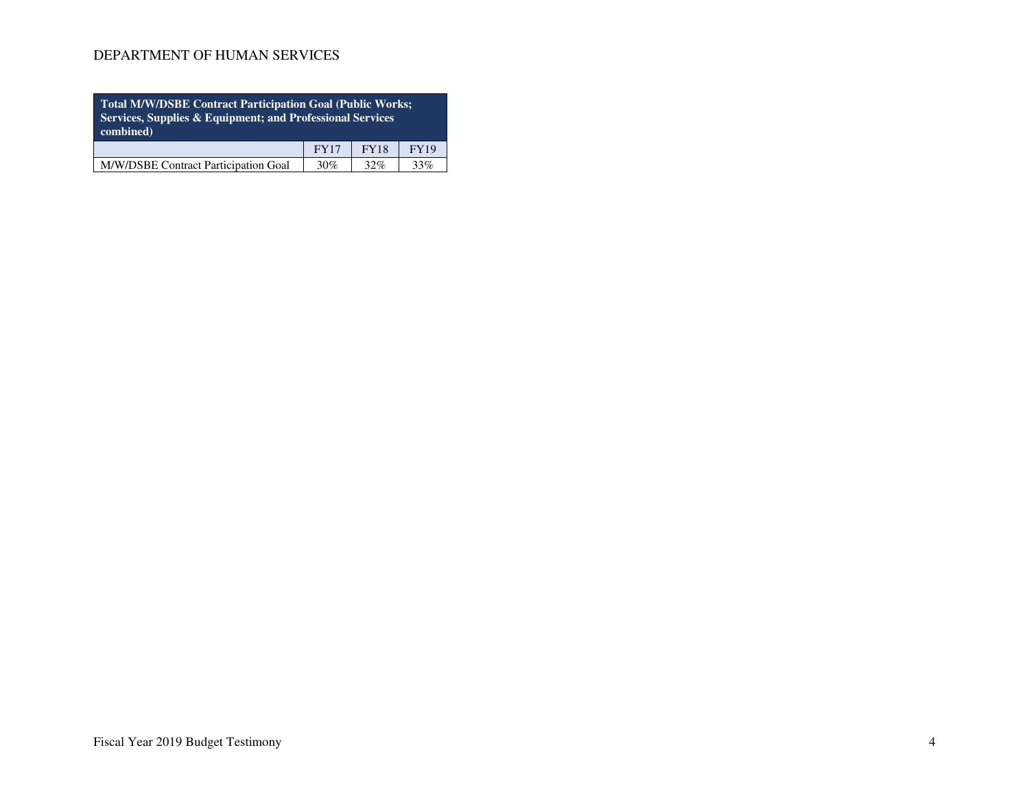| Total M/W/DSBE Contract Participation Goal (Public Works; Services, Supplies & Equipment; and Professional Services combined) | | | |
|---|---|---|---|
| | FY17 | FY18 | FY19 |
| M/W/DSBE Contract Participation Goal | 30% | 32% | 33% |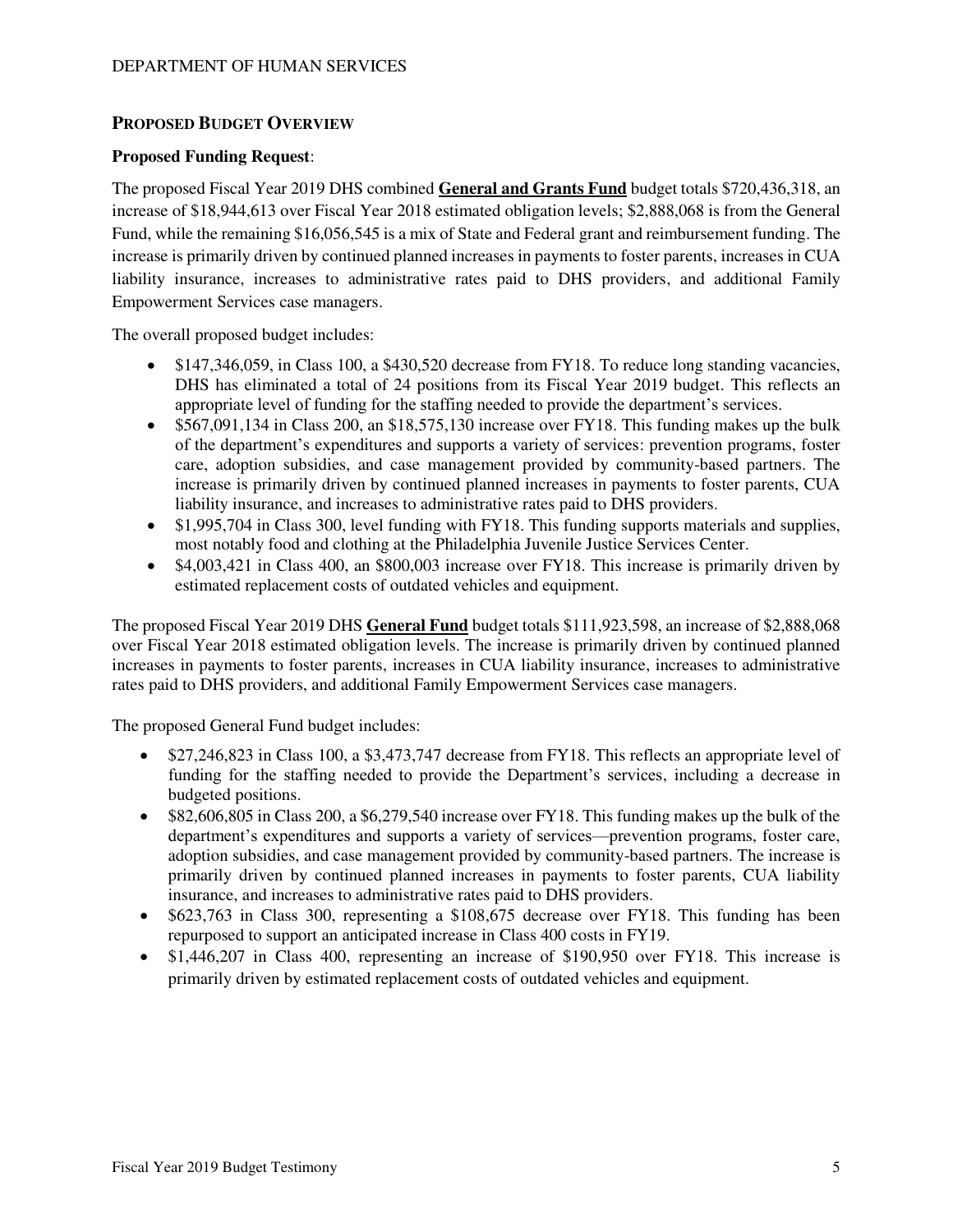## PROPOSED BUDGET OVERVIEW

**Proposed Funding Request**:

The proposed Fiscal Year 2019 DHS combined **General and Grants Fund** budget totals $720,436,318, an increase of $18,944,613 over Fiscal Year 2018 estimated obligation levels; $2,888,068 is from the General Fund, while the remaining $16,056,545 is a mix of State and Federal grant and reimbursement funding. The increase is primarily driven by continued planned increases in payments to foster parents, increases in CUA liability insurance, increases to administrative rates paid to DHS providers, and additional Family Empowerment Services case managers.

The overall proposed budget includes:

- $147,346,059, in Class 100, a $430,520 decrease from FY18. To reduce long standing vacancies, DHS has eliminated a total of 24 positions from its Fiscal Year 2019 budget. This reflects an appropriate level of funding for the staffing needed to provide the department's services.
- $567,091,134 in Class 200, an $18,575,130 increase over FY18. This funding makes up the bulk of the department's expenditures and supports a variety of services: prevention programs, foster care, adoption subsidies, and case management provided by community-based partners. The increase is primarily driven by continued planned increases in payments to foster parents, CUA liability insurance, and increases to administrative rates paid to DHS providers.
- $1,995,704 in Class 300, level funding with FY18. This funding supports materials and supplies, most notably food and clothing at the Philadelphia Juvenile Justice Services Center.
- $4,003,421 in Class 400, an $800,003 increase over FY18. This increase is primarily driven by estimated replacement costs of outdated vehicles and equipment.

The proposed Fiscal Year 2019 DHS **General Fund** budget totals $111,923,598, an increase of $2,888,068 over Fiscal Year 2018 estimated obligation levels. The increase is primarily driven by continued planned increases in payments to foster parents, increases in CUA liability insurance, increases to administrative rates paid to DHS providers, and additional Family Empowerment Services case managers.

The proposed General Fund budget includes:

- $27,246,823 in Class 100, a $3,473,747 decrease from FY18. This reflects an appropriate level of funding for the staffing needed to provide the Department's services, including a decrease in budgeted positions.
- $82,606,805 in Class 200, a $6,279,540 increase over FY18. This funding makes up the bulk of the department's expenditures and supports a variety of services—prevention programs, foster care, adoption subsidies, and case management provided by community-based partners. The increase is primarily driven by continued planned increases in payments to foster parents, CUA liability insurance, and increases to administrative rates paid to DHS providers.
- $623,763 in Class 300, representing a $108,675 decrease over FY18. This funding has been repurposed to support an anticipated increase in Class 400 costs in FY19.
- $1,446,207 in Class 400, representing an increase of $190,950 over FY18. This increase is primarily driven by estimated replacement costs of outdated vehicles and equipment.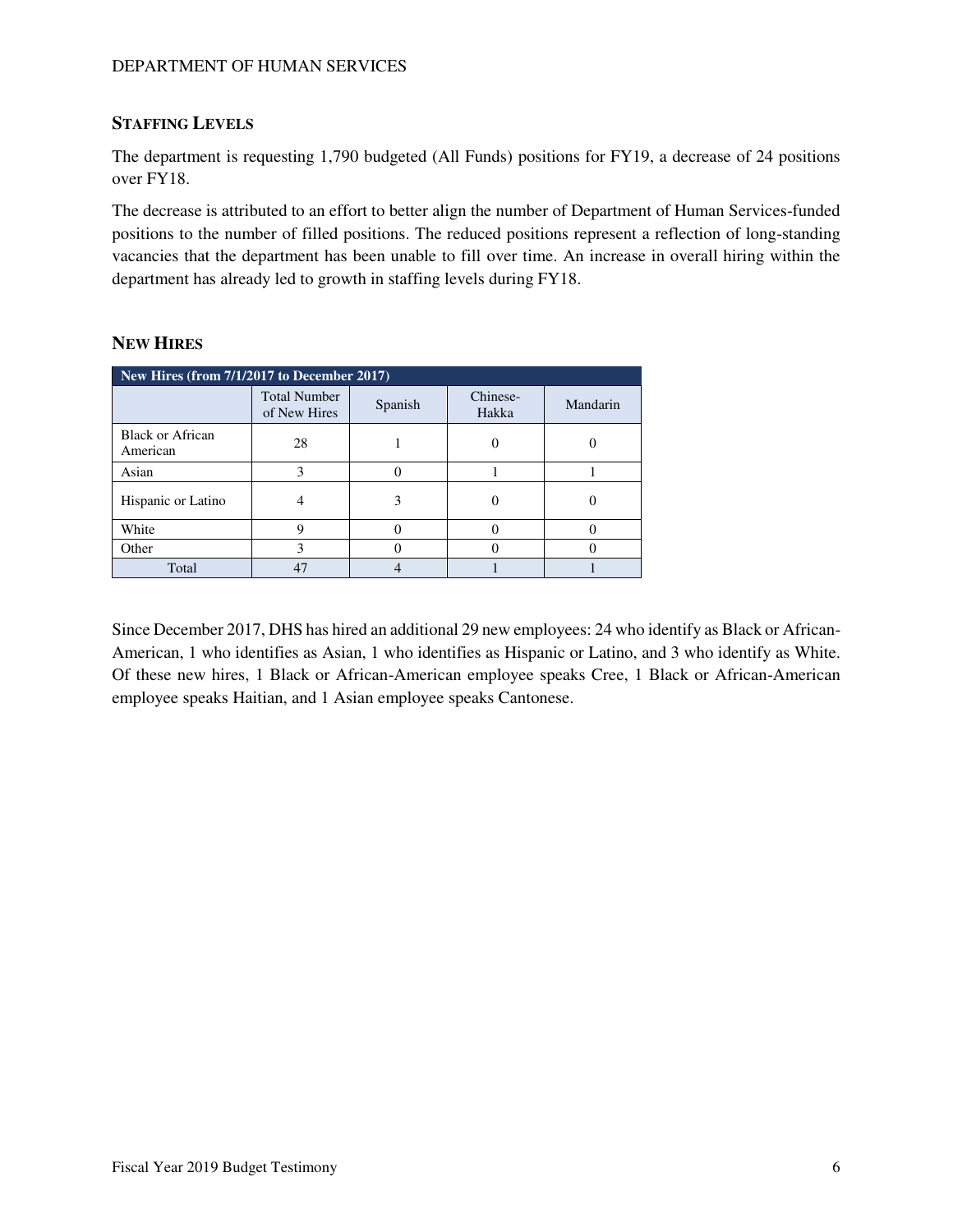## STAFFING LEVELS

The department is requesting 1,790 budgeted (All Funds) positions for FY19, a decrease of 24 positions over FY18.

The decrease is attributed to an effort to better align the number of Department of Human Services-funded positions to the number of filled positions. The reduced positions represent a reflection of long-standing vacancies that the department has been unable to fill over time. An increase in overall hiring within the department has already led to growth in staffing levels during FY18.

## NEW HIRES

| New Hires (from 7/1/2017 to December 2017) | | | | |
|---|---|---|---|---|
| | Total Number of New Hires | Spanish | Chinese-Hakka | Mandarin |
| Black or African American | 28 | 1 | 0 | 0 |
| Asian | 3 | 0 | 1 | 1 |
| Hispanic or Latino | 4 | 3 | 0 | 0 |
| White | 9 | 0 | 0 | 0 |
| Other | 3 | 0 | 0 | 0 |
| Total | 47 | 4 | 1 | 1 |

Since December 2017, DHS has hired an additional 29 new employees: 24 who identify as Black or African-American, 1 who identifies as Asian, 1 who identifies as Hispanic or Latino, and 3 who identify as White. Of these new hires, 1 Black or African-American employee speaks Cree, 1 Black or African-American employee speaks Haitian, and 1 Asian employee speaks Cantonese.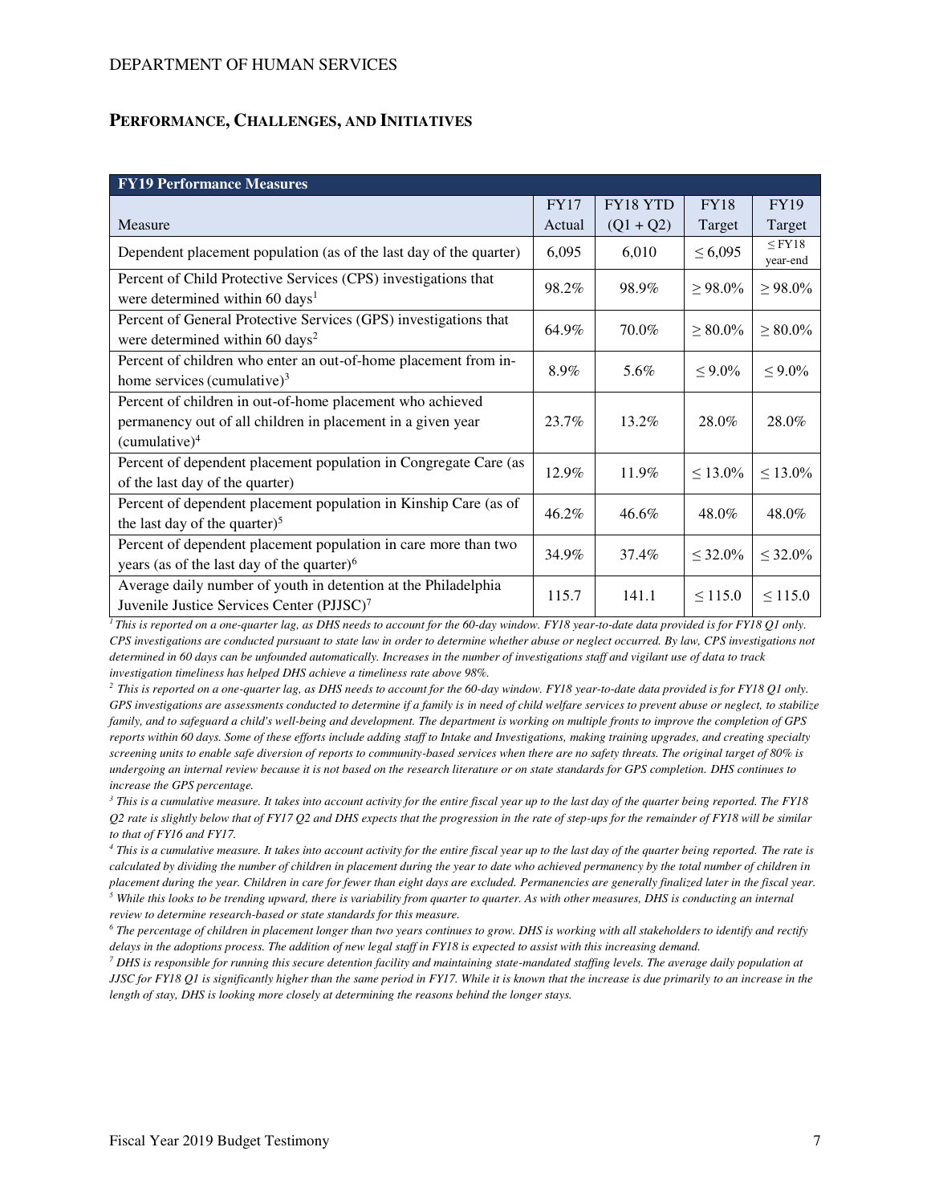DEPARTMENT OF HUMAN SERVICES

## PERFORMANCE, CHALLENGES, AND INITIATIVES

| FY19 Performance Measures | | | | |
|---|---|---|---|---|
| Measure | FY17 Actual | FY18 YTD (Q1 + Q2) | FY18 Target | FY19 Target |
| Dependent placement population (as of the last day of the quarter) | 6,095 | 6,010 | ≤ 6,095 | ≤ FY18 year-end |
| Percent of Child Protective Services (CPS) investigations that were determined within 60 days[1] | 98.2% | 98.9% | ≥ 98.0% | ≥ 98.0% |
| Percent of General Protective Services (GPS) investigations that were determined within 60 days[2] | 64.9% | 70.0% | ≥ 80.0% | ≥ 80.0% |
| Percent of children who enter an out-of-home placement from in-home services (cumulative)[3] | 8.9% | 5.6% | ≤ 9.0% | ≤ 9.0% |
| Percent of children in out-of-home placement who achieved permanency out of all children in placement in a given year (cumulative)[4] | 23.7% | 13.2% | 28.0% | 28.0% |
| Percent of dependent placement population in Congregate Care (as of the last day of the quarter) | 12.9% | 11.9% | ≤ 13.0% | ≤ 13.0% |
| Percent of dependent placement population in Kinship Care (as of the last day of the quarter)[5] | 46.2% | 46.6% | 48.0% | 48.0% |
| Percent of dependent placement population in care more than two years (as of the last day of the quarter)[6] | 34.9% | 37.4% | ≤ 32.0% | ≤ 32.0% |
| Average daily number of youth in detention at the Philadelphia Juvenile Justice Services Center (PJJSC)[7] | 115.7 | 141.1 | ≤ 115.0 | ≤ 115.0 |

*[1] This is reported on a one-quarter lag, as DHS needs to account for the 60-day window. FY18 year-to-date data provided is for FY18 Q1 only. CPS investigations are conducted pursuant to state law in order to determine whether abuse or neglect occurred. By law, CPS investigations not determined in 60 days can be unfounded automatically. Increases in the number of investigations staff and vigilant use of data to track investigation timeliness has helped DHS achieve a timeliness rate above 98%.*

*[2] This is reported on a one-quarter lag, as DHS needs to account for the 60-day window. FY18 year-to-date data provided is for FY18 Q1 only. GPS investigations are assessments conducted to determine if a family is in need of child welfare services to prevent abuse or neglect, to stabilize family, and to safeguard a child's well-being and development. The department is working on multiple fronts to improve the completion of GPS reports within 60 days. Some of these efforts include adding staff to Intake and Investigations, making training upgrades, and creating specialty screening units to enable safe diversion of reports to community-based services when there are no safety threats. The original target of 80% is undergoing an internal review because it is not based on the research literature or on state standards for GPS completion. DHS continues to increase the GPS percentage.*

*[3] This is a cumulative measure. It takes into account activity for the entire fiscal year up to the last day of the quarter being reported. The FY18 Q2 rate is slightly below that of FY17 Q2 and DHS expects that the progression in the rate of step-ups for the remainder of FY18 will be similar to that of FY16 and FY17.*

*[4] This is a cumulative measure. It takes into account activity for the entire fiscal year up to the last day of the quarter being reported. The rate is calculated by dividing the number of children in placement during the year to date who achieved permanency by the total number of children in placement during the year. Children in care for fewer than eight days are excluded. Permanencies are generally finalized later in the fiscal year.*

*[5] While this looks to be trending upward, there is variability from quarter to quarter. As with other measures, DHS is conducting an internal review to determine research-based or state standards for this measure.*

*[6] The percentage of children in placement longer than two years continues to grow. DHS is working with all stakeholders to identify and rectify delays in the adoptions process. The addition of new legal staff in FY18 is expected to assist with this increasing demand.*

*[7] DHS is responsible for running this secure detention facility and maintaining state-mandated staffing levels. The average daily population at JJSC for FY18 Q1 is significantly higher than the same period in FY17. While it is known that the increase is due primarily to an increase in the length of stay, DHS is looking more closely at determining the reasons behind the longer stays.*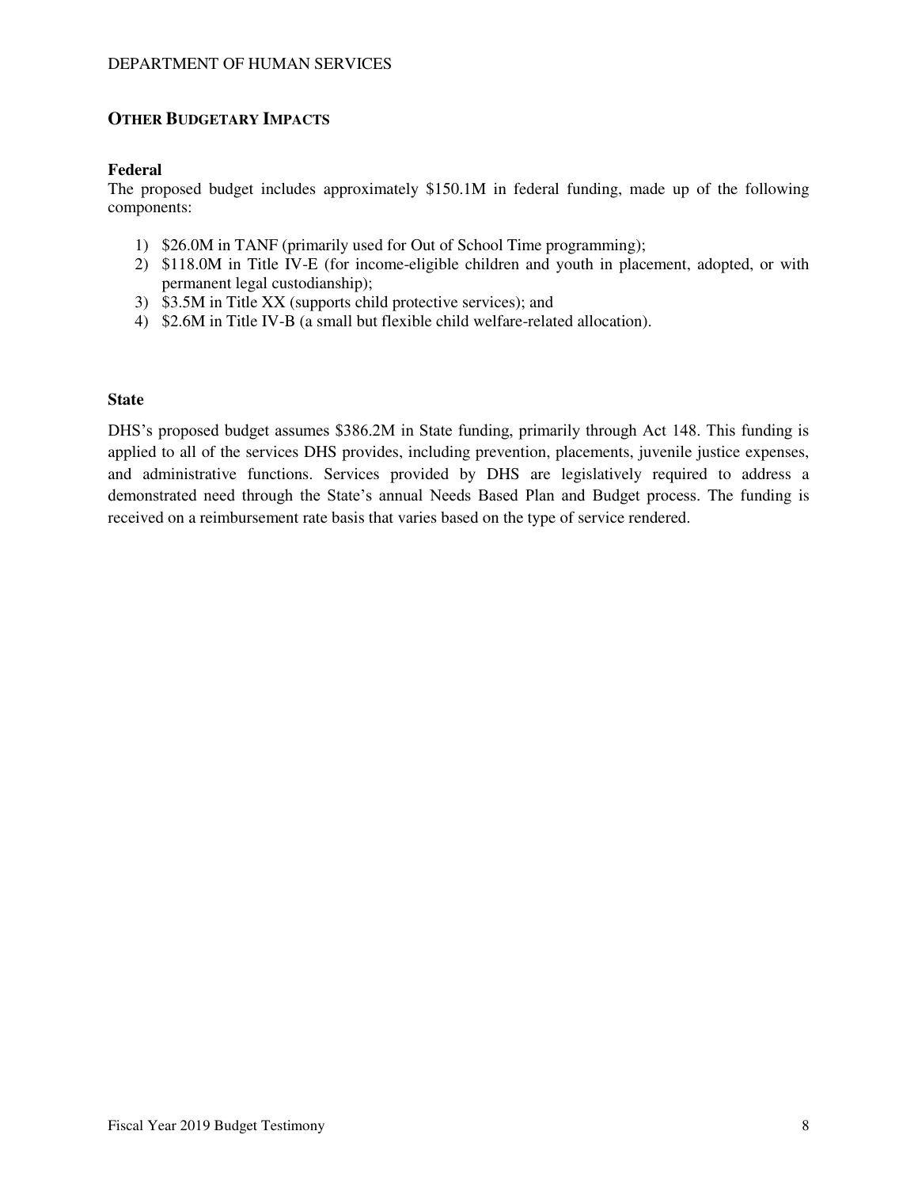## OTHER BUDGETARY IMPACTS

### Federal

The proposed budget includes approximately $150.1M in federal funding, made up of the following components:

1) $26.0M in TANF (primarily used for Out of School Time programming);
2) $118.0M in Title IV-E (for income-eligible children and youth in placement, adopted, or with permanent legal custodianship);
3) $3.5M in Title XX (supports child protective services); and
4) $2.6M in Title IV-B (a small but flexible child welfare-related allocation).

### State

DHS's proposed budget assumes $386.2M in State funding, primarily through Act 148. This funding is applied to all of the services DHS provides, including prevention, placements, juvenile justice expenses, and administrative functions. Services provided by DHS are legislatively required to address a demonstrated need through the State's annual Needs Based Plan and Budget process. The funding is received on a reimbursement rate basis that varies based on the type of service rendered.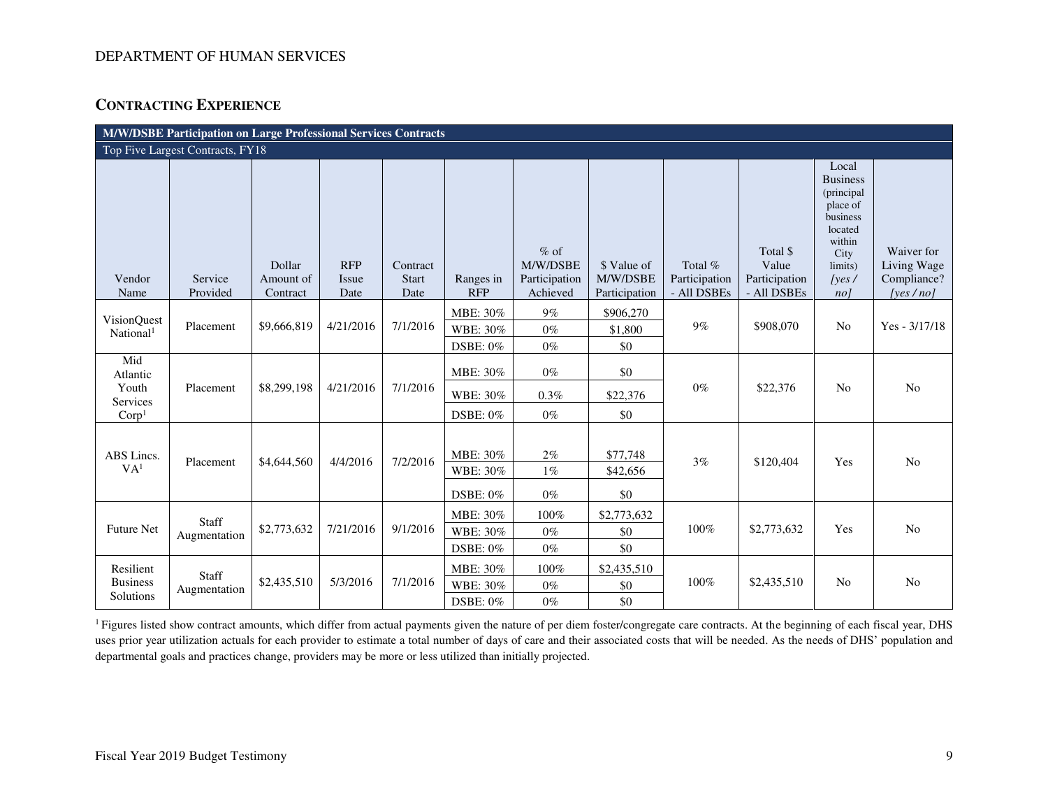## CONTRACTING EXPERIENCE

| M/W/DSBE Participation on Large Professional Services Contracts | | | | | | | | | | | |
|---|---|---|---|---|---|---|---|---|---|---|---|
| Top Five Largest Contracts, FY18 | | | | | | | | | | | |
| Vendor Name | Service Provided | Dollar Amount of Contract | RFP Issue Date | Contract Start Date | Ranges in RFP | % of M/W/DSBE Participation Achieved | $ Value of M/W/DSBE Participation | Total % Participation - All DSBEs | Total $ Value Participation - All DSBEs | Local Business (principal place of business located within City limits) *[yes / no]* | Waiver for Living Wage Compliance? *[yes / no]* |
| VisionQuest National[1] | Placement | $9,666,819 | 4/21/2016 | 7/1/2016 | MBE: 30% | 9% | $906,270 | 9% | $908,070 | No | Yes - 3/17/18 |
| | | | | | WBE: 30% | 0% | $1,800 | | | | |
| | | | | | DSBE: 0% | 0% | $0 | | | | |
| Mid Atlantic Youth Services Corp[1] | Placement | $8,299,198 | 4/21/2016 | 7/1/2016 | MBE: 30% | 0% | $0 | 0% | $22,376 | No | No |
| | | | | | WBE: 30% | 0.3% | $22,376 | | | | |
| | | | | | DSBE: 0% | 0% | $0 | | | | |
| ABS Lincs. VA[1] | Placement | $4,644,560 | 4/4/2016 | 7/2/2016 | MBE: 30% | 2% | $77,748 | 3% | $120,404 | Yes | No |
| | | | | | WBE: 30% | 1% | $42,656 | | | | |
| | | | | | DSBE: 0% | 0% | $0 | | | | |
| Future Net | Staff Augmentation | $2,773,632 | 7/21/2016 | 9/1/2016 | MBE: 30% | 100% | $2,773,632 | 100% | $2,773,632 | Yes | No |
| | | | | | WBE: 30% | 0% | $0 | | | | |
| | | | | | DSBE: 0% | 0% | $0 | | | | |
| Resilient Business Solutions | Staff Augmentation | $2,435,510 | 5/3/2016 | 7/1/2016 | MBE: 30% | 100% | $2,435,510 | 100% | $2,435,510 | No | No |
| | | | | | WBE: 30% | 0% | $0 | | | | |
| | | | | | DSBE: 0% | 0% | $0 | | | | |

[1] Figures listed show contract amounts, which differ from actual payments given the nature of per diem foster/congregate care contracts. At the beginning of each fiscal year, DHS uses prior year utilization actuals for each provider to estimate a total number of days of care and their associated costs that will be needed. As the needs of DHS' population and departmental goals and practices change, providers may be more or less utilized than initially projected.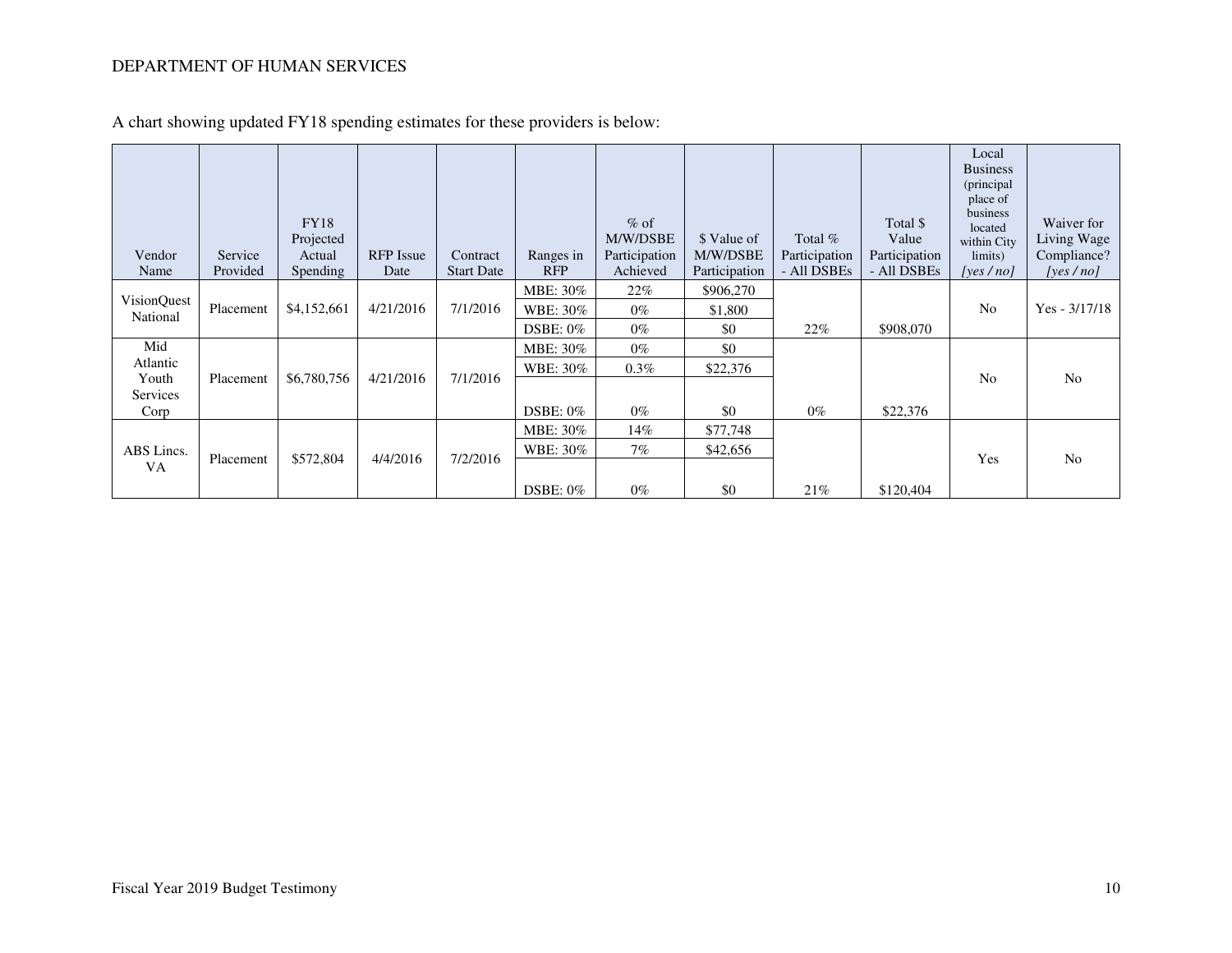DEPARTMENT OF HUMAN SERVICES

A chart showing updated FY18 spending estimates for these providers is below:

| Vendor Name | Service Provided | FY18 Projected Actual Spending | RFP Issue Date | Contract Start Date | Ranges in RFP | % of M/W/DSBE Participation Achieved | $ Value of M/W/DSBE Participation | Total % Participation - All DSBEs | Total $ Value Participation - All DSBEs | Local Business (principal place of business located within City limits) *[yes / no]* | Waiver for Living Wage Compliance? *[yes / no]* |
|---|---|---|---|---|---|---|---|---|---|---|---|
| VisionQuest National | Placement | $4,152,661 | 4/21/2016 | 7/1/2016 | MBE: 30% | 22% | $906,270 | 22% | $908,070 | No | Yes - 3/17/18 |
| | | | | | WBE: 30% | 0% | $1,800 | | | | |
| | | | | | DSBE: 0% | 0% | $0 | | | | |
| Mid Atlantic Youth Services Corp | Placement | $6,780,756 | 4/21/2016 | 7/1/2016 | MBE: 30% | 0% | $0 | 0% | $22,376 | No | No |
| | | | | | WBE: 30% | 0.3% | $22,376 | | | | |
| | | | | | DSBE: 0% | 0% | $0 | | | | |
| ABS Lincs. VA | Placement | $572,804 | 4/4/2016 | 7/2/2016 | MBE: 30% | 14% | $77,748 | 21% | $120,404 | Yes | No |
| | | | | | WBE: 30% | 7% | $42,656 | | | | |
| | | | | | DSBE: 0% | 0% | $0 | | | | |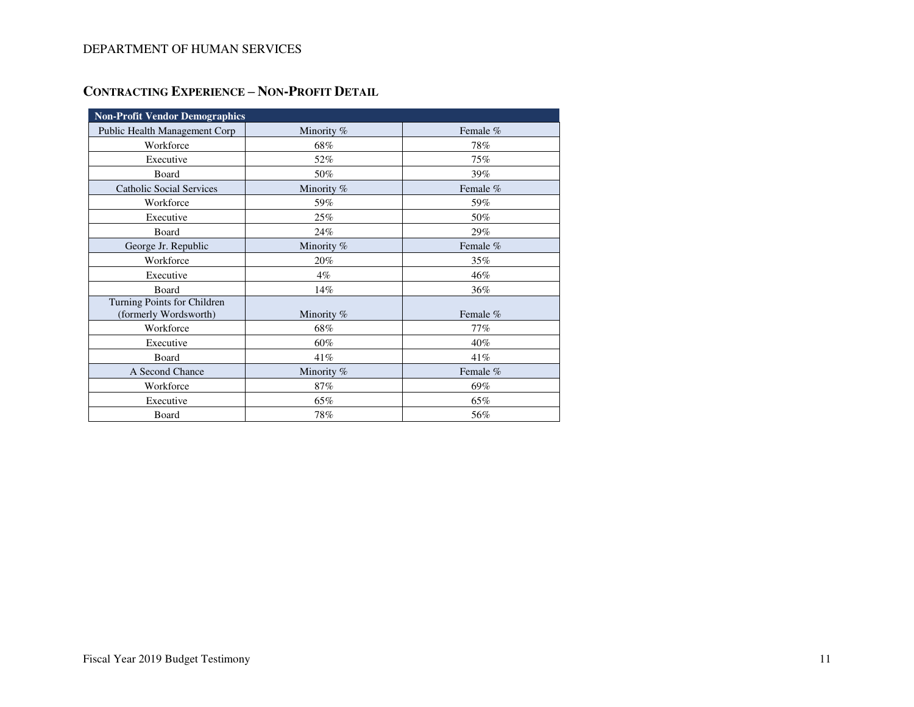## Contracting Experience – Non-Profit Detail

| Non-Profit Vendor Demographics | | |
|---|---|---|
| Public Health Management Corp | Minority % | Female % |
| Workforce | 68% | 78% |
| Executive | 52% | 75% |
| Board | 50% | 39% |
| Catholic Social Services | Minority % | Female % |
| Workforce | 59% | 59% |
| Executive | 25% | 50% |
| Board | 24% | 29% |
| George Jr. Republic | Minority % | Female % |
| Workforce | 20% | 35% |
| Executive | 4% | 46% |
| Board | 14% | 36% |
| Turning Points for Children (formerly Wordsworth) | Minority % | Female % |
| Workforce | 68% | 77% |
| Executive | 60% | 40% |
| Board | 41% | 41% |
| A Second Chance | Minority % | Female % |
| Workforce | 87% | 69% |
| Executive | 65% | 65% |
| Board | 78% | 56% |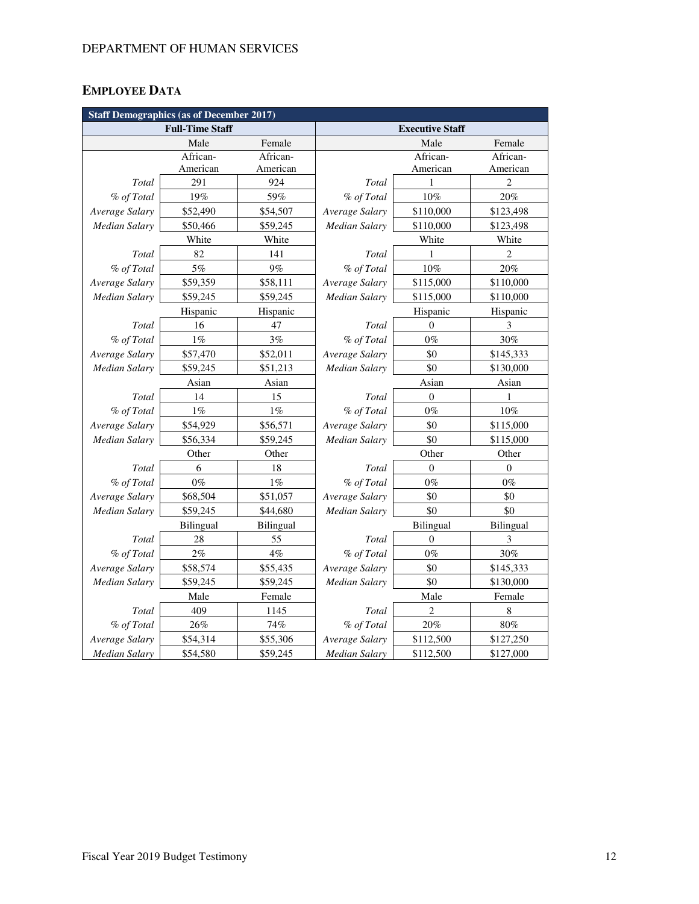DEPARTMENT OF HUMAN SERVICES

## EMPLOYEE DATA

| Staff Demographics (as of December 2017) | | | | | |
|---|---|---|---|---|---|
| **Full-Time Staff** | | | **Executive Staff** | | |
| | Male | Female | | Male | Female |
| | African-American | African-American | | African-American | African-American |
| *Total* | 291 | 924 | *Total* | 1 | 2 |
| *% of Total* | 19% | 59% | *% of Total* | 10% | 20% |
| *Average Salary* | $52,490 | $54,507 | *Average Salary* | $110,000 | $123,498 |
| *Median Salary* | $50,466 | $59,245 | *Median Salary* | $110,000 | $123,498 |
| | White | White | | White | White |
| *Total* | 82 | 141 | *Total* | 1 | 2 |
| *% of Total* | 5% | 9% | *% of Total* | 10% | 20% |
| *Average Salary* | $59,359 | $58,111 | *Average Salary* | $115,000 | $110,000 |
| *Median Salary* | $59,245 | $59,245 | *Median Salary* | $115,000 | $110,000 |
| | Hispanic | Hispanic | | Hispanic | Hispanic |
| *Total* | 16 | 47 | *Total* | 0 | 3 |
| *% of Total* | 1% | 3% | *% of Total* | 0% | 30% |
| *Average Salary* | $57,470 | $52,011 | *Average Salary* | $0 | $145,333 |
| *Median Salary* | $59,245 | $51,213 | *Median Salary* | $0 | $130,000 |
| | Asian | Asian | | Asian | Asian |
| *Total* | 14 | 15 | *Total* | 0 | 1 |
| *% of Total* | 1% | 1% | *% of Total* | 0% | 10% |
| *Average Salary* | $54,929 | $56,571 | *Average Salary* | $0 | $115,000 |
| *Median Salary* | $56,334 | $59,245 | *Median Salary* | $0 | $115,000 |
| | Other | Other | | Other | Other |
| *Total* | 6 | 18 | *Total* | 0 | 0 |
| *% of Total* | 0% | 1% | *% of Total* | 0% | 0% |
| *Average Salary* | $68,504 | $51,057 | *Average Salary* | $0 | $0 |
| *Median Salary* | $59,245 | $44,680 | *Median Salary* | $0 | $0 |
| | Bilingual | Bilingual | | Bilingual | Bilingual |
| *Total* | 28 | 55 | *Total* | 0 | 3 |
| *% of Total* | 2% | 4% | *% of Total* | 0% | 30% |
| *Average Salary* | $58,574 | $55,435 | *Average Salary* | $0 | $145,333 |
| *Median Salary* | $59,245 | $59,245 | *Median Salary* | $0 | $130,000 |
| | Male | Female | | Male | Female |
| *Total* | 409 | 1145 | *Total* | 2 | 8 |
| *% of Total* | 26% | 74% | *% of Total* | 20% | 80% |
| *Average Salary* | $54,314 | $55,306 | *Average Salary* | $112,500 | $127,250 |
| *Median Salary* | $54,580 | $59,245 | *Median Salary* | $112,500 | $127,000 |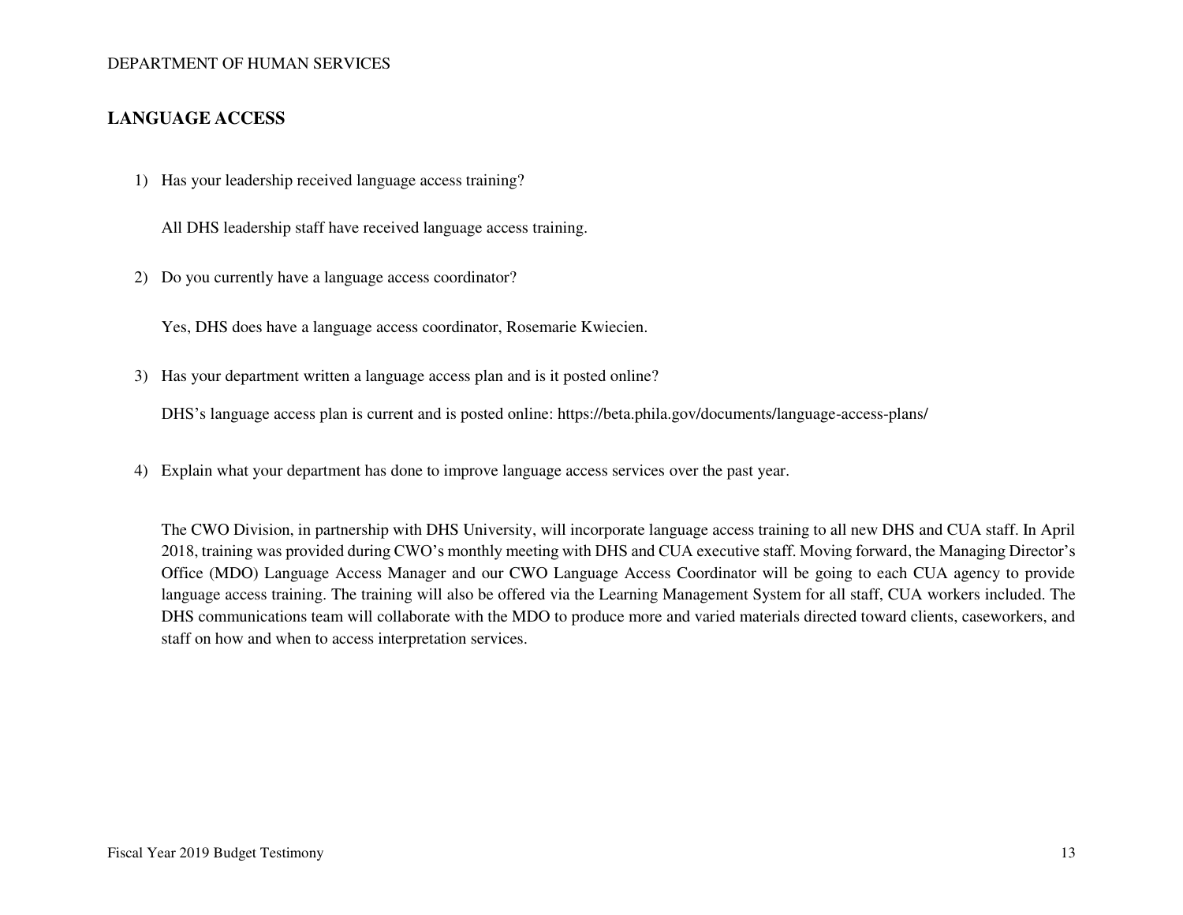## LANGUAGE ACCESS

1) Has your leadership received language access training?

   All DHS leadership staff have received language access training.

2) Do you currently have a language access coordinator?

   Yes, DHS does have a language access coordinator, Rosemarie Kwiecien.

3) Has your department written a language access plan and is it posted online?

   DHS's language access plan is current and is posted online: https://beta.phila.gov/documents/language-access-plans/

4) Explain what your department has done to improve language access services over the past year.

   The CWO Division, in partnership with DHS University, will incorporate language access training to all new DHS and CUA staff. In April 2018, training was provided during CWO's monthly meeting with DHS and CUA executive staff. Moving forward, the Managing Director's Office (MDO) Language Access Manager and our CWO Language Access Coordinator will be going to each CUA agency to provide language access training. The training will also be offered via the Learning Management System for all staff, CUA workers included. The DHS communications team will collaborate with the MDO to produce more and varied materials directed toward clients, caseworkers, and staff on how and when to access interpretation services.